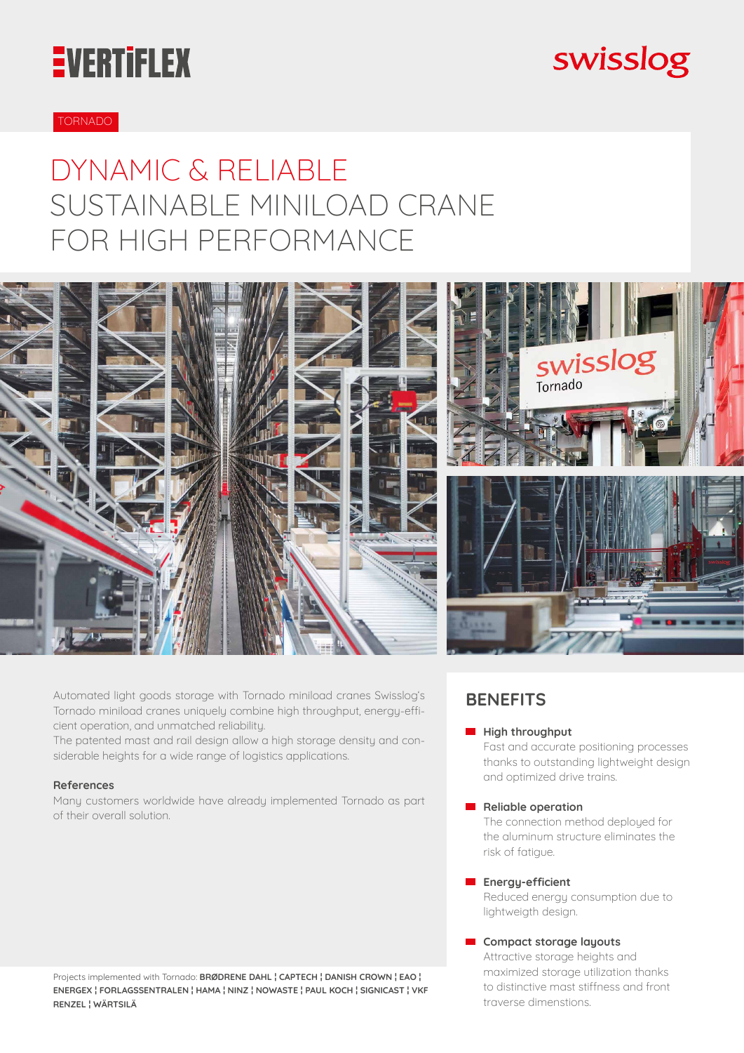VERTIFLEX

swisslog

TORNADO

# DYNAMIC & RELIABLE
# SUSTAINABLE MINILOAD CRANE FOR HIGH PERFORMANCE

Automated light goods storage with Tornado miniload cranes Swisslog's Tornado miniload cranes uniquely combine high throughput, energy-efficient operation, and unmatched reliability.
The patented mast and rail design allow a high storage density and considerable heights for a wide range of logistics applications.

### References

Many customers worldwide have already implemented Tornado as part of their overall solution.

Projects implemented with Tornado: **BRØDRENE DAHL ¦ CAPTECH ¦ DANISH CROWN ¦ EAO ¦ ENERGEX ¦ FORLAGSSENTRALEN ¦ HAMA ¦ NINZ ¦ NOWASTE ¦ PAUL KOCH ¦ SIGNICAST ¦ VKF RENZEL ¦ WÄRTSILÄ**

## BENEFITS

- **High throughput**
  Fast and accurate positioning processes thanks to outstanding lightweight design and optimized drive trains.

- **Reliable operation**
  The connection method deployed for the aluminum structure eliminates the risk of fatigue.

- **Energy-efficient**
  Reduced energy consumption due to lightweigth design.

- **Compact storage layouts**
  Attractive storage heights and maximized storage utilization thanks to distinctive mast stiffness and front traverse dimenstions.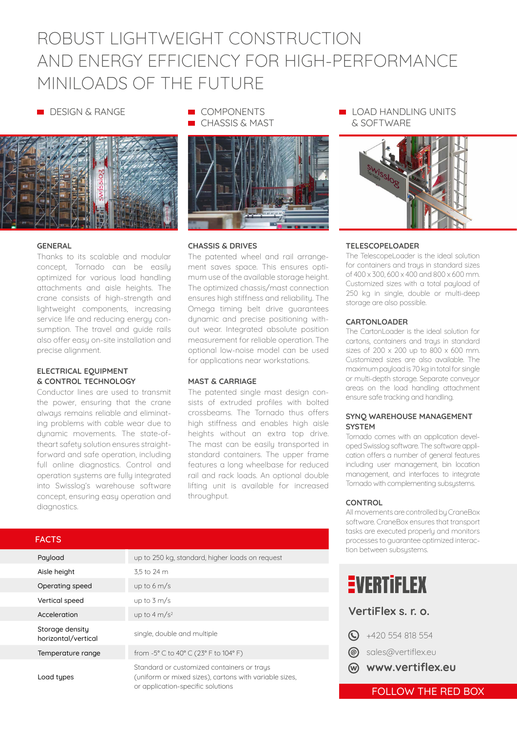# ROBUST LIGHTWEIGHT CONSTRUCTION AND ENERGY EFFICIENCY FOR HIGH-PERFORMANCE MINILOADS OF THE FUTURE

## DESIGN & RANGE

### GENERAL

Thanks to its scalable and modular concept, Tornado can be easily optimized for various load handling attachments and aisle heights. The crane consists of high-strength and lightweight components, increasing service life and reducing energy consumption. The travel and guide rails also offer easy on-site installation and precise alignment.

### ELECTRICAL EQUIPMENT & CONTROL TECHNOLOGY

Conductor lines are used to transmit the power, ensuring that the crane always remains reliable and eliminating problems with cable wear due to dynamic movements. The state-of-theart safety solution ensures straightforward and safe operation, including full online diagnostics. Control and operation systems are fully integrated into Swisslog's warehouse software concept, ensuring easy operation and diagnostics.

## COMPONENTS CHASSIS & MAST

### CHASSIS & DRIVES

The patented wheel and rail arrangement saves space. This ensures optimum use of the available storage height. The optimized chassis/mast connection ensures high stiffness and reliability. The Omega timing belt drive guarantees dynamic and precise positioning without wear. Integrated absolute position measurement for reliable operation. The optional low-noise model can be used for applications near workstations.

### MAST & CARRIAGE

The patented single mast design consists of extruded profiles with bolted crossbeams. The Tornado thus offers high stiffness and enables high aisle heights without an extra top drive. The mast can be easily transported in standard containers. The upper frame features a long wheelbase for reduced rail and rack loads. An optional double lifting unit is available for increased throughput.

## LOAD HANDLING UNITS & SOFTWARE

### TELESCOPELOADER

The TelescopeLoader is the ideal solution for containers and trays in standard sizes of 400 x 300, 600 x 400 and 800 x 600 mm. Customized sizes with a total payload of 250 kg in single, double or multi-deep storage are also possible.

### CARTONLOADER

The CartonLoader is the ideal solution for cartons, containers and trays in standard sizes of 200 x 200 up to 800 x 600 mm. Customized sizes are also available. The maximum payload is 70 kg in total for single or multi-depth storage. Separate conveyor areas on the load handling attachment ensure safe tracking and handling.

### SYNQ WAREHOUSE MANAGEMENT SYSTEM

Tornado comes with an application developed Swisslog software. The software application offers a number of general features including user management, bin location management, and interfaces to integrate Tornado with complementing subsystems.

### CONTROL

All movements are controlled by CraneBox software. CraneBox ensures that transport tasks are executed properly and monitors processes to guarantee optimized interaction between subsystems.

## FACTS

| | |
|---|---|
| Payload | up to 250 kg, standard, higher loads on request |
| Aisle height | 3,5 to 24 m |
| Operating speed | up to 6 m/s |
| Vertical speed | up to 3 m/s |
| Acceleration | up to 4 m/s² |
| Storage density horizontal/vertical | single, double and multiple |
| Temperature range | from -5° C to 40° C (23° F to 104° F) |
| Load types | Standard or customized containers or trays (uniform or mixed sizes), cartons with variable sizes, or application-specific solutions |

**VERTIFLEX**

VertiFlex s. r. o.

+420 554 818 554

sales@vertiflex.eu

**www.vertiflex.eu**

FOLLOW THE RED BOX